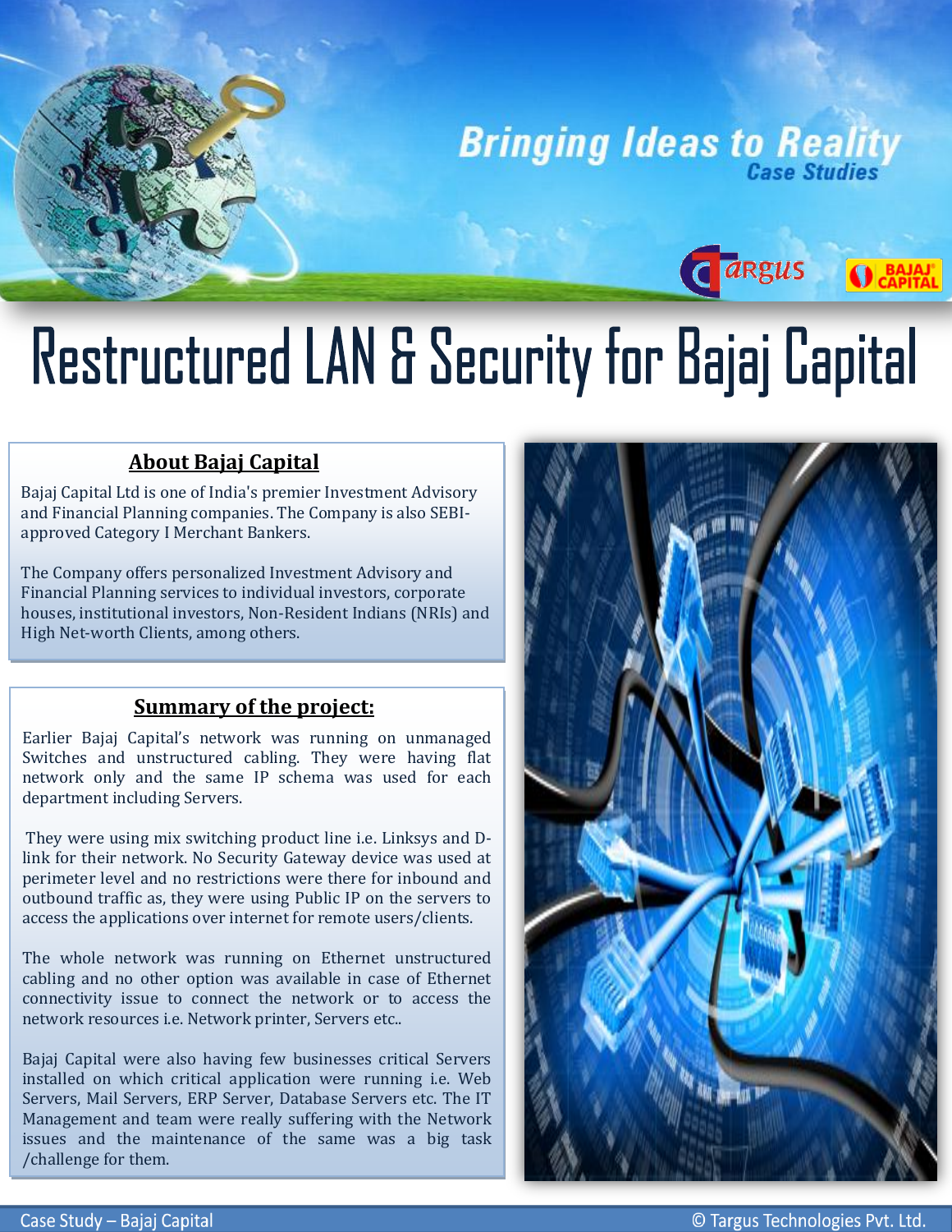Bringing Ideas to Reality
Case Studies

# Restructured LAN & Security for Bajaj Capital

## About Bajaj Capital

Bajaj Capital Ltd is one of India's premier Investment Advisory and Financial Planning companies. The Company is also SEBI-approved Category I Merchant Bankers.

The Company offers personalized Investment Advisory and Financial Planning services to individual investors, corporate houses, institutional investors, Non-Resident Indians (NRIs) and High Net-worth Clients, among others.

## Summary of the project:

Earlier Bajaj Capital's network was running on unmanaged Switches and unstructured cabling. They were having flat network only and the same IP schema was used for each department including Servers.

They were using mix switching product line i.e. Linksys and D-link for their network. No Security Gateway device was used at perimeter level and no restrictions were there for inbound and outbound traffic as, they were using Public IP on the servers to access the applications over internet for remote users/clients.

The whole network was running on Ethernet unstructured cabling and no other option was available in case of Ethernet connectivity issue to connect the network or to access the network resources i.e. Network printer, Servers etc..

Bajaj Capital were also having few businesses critical Servers installed on which critical application were running i.e. Web Servers, Mail Servers, ERP Server, Database Servers etc. The IT Management and team were really suffering with the Network issues and the maintenance of the same was a big task /challenge for them.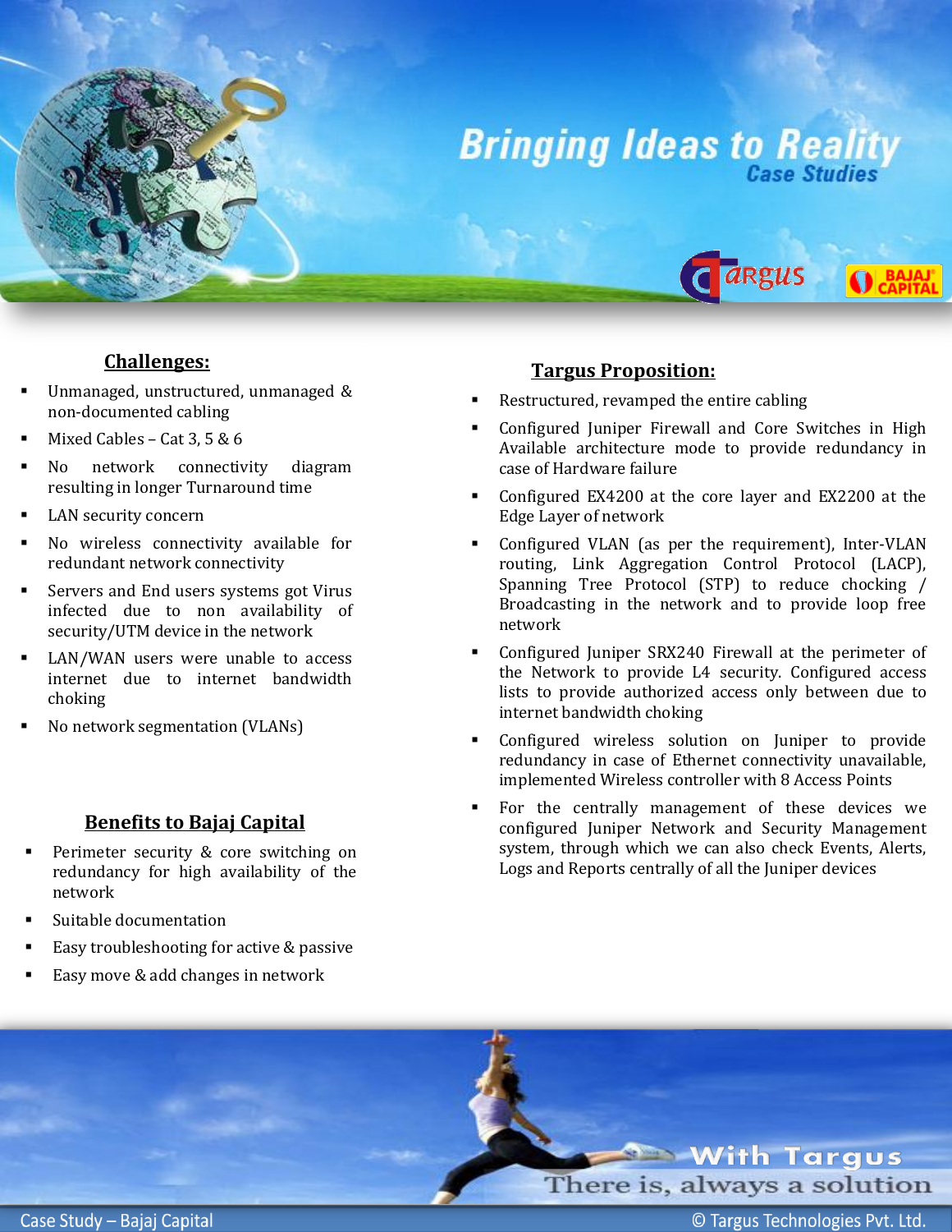# Bringing Ideas to Reality

## Case Studies

## Challenges:

- Unmanaged, unstructured, unmanaged & non-documented cabling
- Mixed Cables – Cat 3, 5 & 6
- No network connectivity diagram resulting in longer Turnaround time
- LAN security concern
- No wireless connectivity available for redundant network connectivity
- Servers and End users systems got Virus infected due to non availability of security/UTM device in the network
- LAN/WAN users were unable to access internet due to internet bandwidth choking
- No network segmentation (VLANs)

## Benefits to Bajaj Capital

- Perimeter security & core switching on redundancy for high availability of the network
- Suitable documentation
- Easy troubleshooting for active & passive
- Easy move & add changes in network

## Targus Proposition:

- Restructured, revamped the entire cabling
- Configured Juniper Firewall and Core Switches in High Available architecture mode to provide redundancy in case of Hardware failure
- Configured EX4200 at the core layer and EX2200 at the Edge Layer of network
- Configured VLAN (as per the requirement), Inter-VLAN routing, Link Aggregation Control Protocol (LACP), Spanning Tree Protocol (STP) to reduce chocking / Broadcasting in the network and to provide loop free network
- Configured Juniper SRX240 Firewall at the perimeter of the Network to provide L4 security. Configured access lists to provide authorized access only between due to internet bandwidth choking
- Configured wireless solution on Juniper to provide redundancy in case of Ethernet connectivity unavailable, implemented Wireless controller with 8 Access Points
- For the centrally management of these devices we configured Juniper Network and Security Management system, through which we can also check Events, Alerts, Logs and Reports centrally of all the Juniper devices

With Targus
There is, always a solution